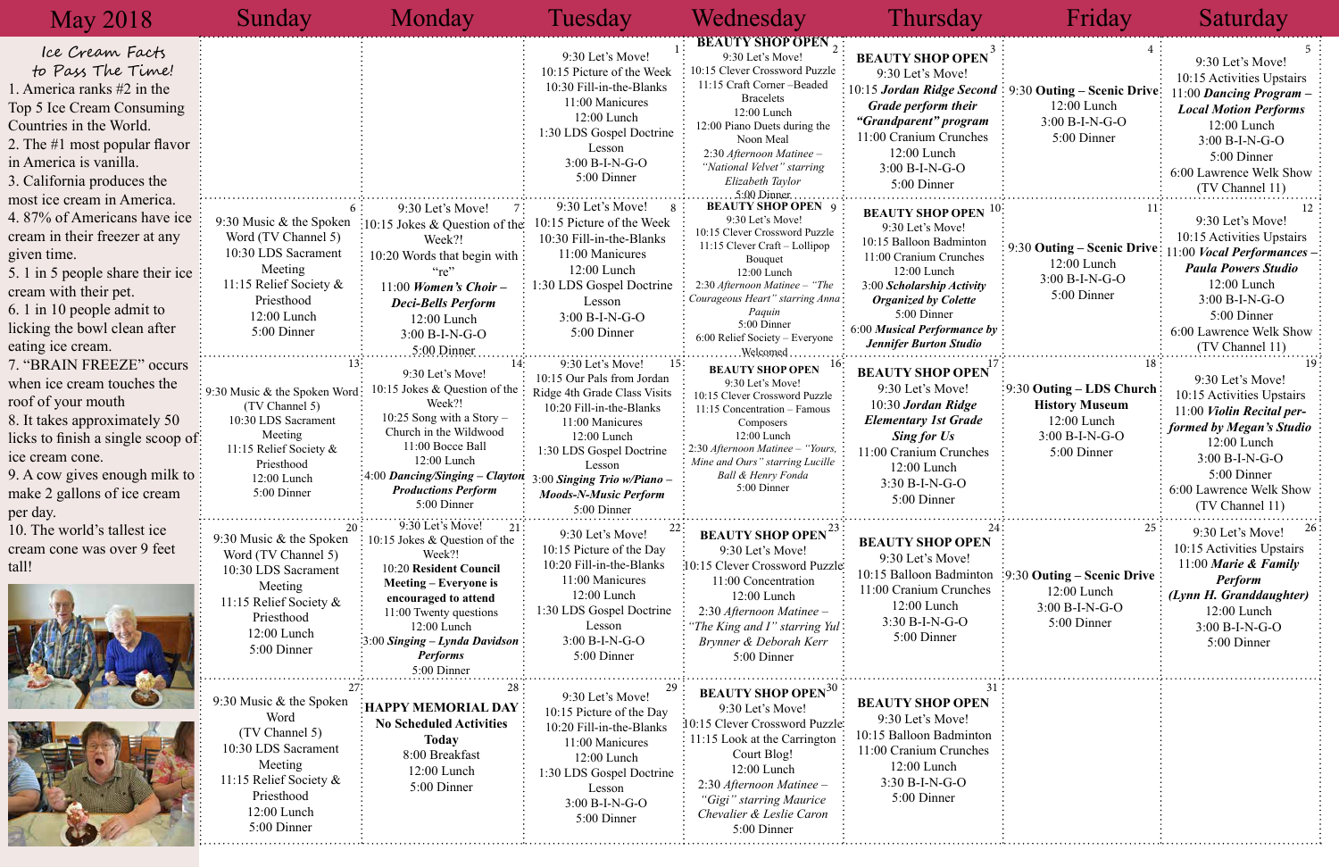# May 2018

## Ice Cream Facts to Pass The Time!

1. America ranks #2 in the Top 5 Ice Cream Consuming Countries in the World.
2. The #1 most popular flavor in America is vanilla.
3. California produces the most ice cream in America.
4. 87% of Americans have ice cream in their freezer at any given time.
5. 1 in 5 people share their ice cream with their pet.
6. 1 in 10 people admit to licking the bowl clean after eating ice cream.
7. "BRAIN FREEZE" occurs when ice cream touches the roof of your mouth
8. It takes approximately 50 licks to finish a single scoop of ice cream cone.
9. A cow gives enough milk to make 2 gallons of ice cream per day.
10. The world's tallest ice cream cone was over 9 feet tall!

| Sunday | Monday | Tuesday | Wednesday | Thursday | Friday | Saturday |
|---|---|---|---|---|---|---|
| | | **1**<br>9:30 Let's Move!<br>10:15 Picture of the Week<br>10:30 Fill-in-the-Blanks<br>11:00 Manicures<br>12:00 Lunch<br>1:30 LDS Gospel Doctrine Lesson<br>3:00 B-I-N-G-O<br>5:00 Dinner | **2**<br>**BEAUTY SHOP OPEN**<br>9:30 Let's Move!<br>10:15 Clever Crossword Puzzle<br>11:15 Craft Corner –Beaded Bracelets<br>12:00 Lunch<br>12:00 Piano Duets during the Noon Meal<br>2:30 *Afternoon Matinee – "National Velvet" starring Elizabeth Taylor*<br>5:00 Dinner | **3**<br>**BEAUTY SHOP OPEN**<br>9:30 Let's Move!<br>10:15 ***Jordan Ridge Second Grade perform their "Grandparent" program***<br>11:00 Cranium Crunches<br>12:00 Lunch<br>3:00 B-I-N-G-O<br>5:00 Dinner | **4**<br>9:30 **Outing – Scenic Drive**<br>12:00 Lunch<br>3:00 B-I-N-G-O<br>5:00 Dinner | **5**<br>9:30 Let's Move!<br>10:15 Activities Upstairs<br>11:00 ***Dancing Program – Local Motion Performs***<br>12:00 Lunch<br>3:00 B-I-N-G-O<br>5:00 Dinner<br>6:00 Lawrence Welk Show (TV Channel 11) |
| **6**<br>9:30 Music & the Spoken Word (TV Channel 5)<br>10:30 LDS Sacrament Meeting<br>11:15 Relief Society & Priesthood<br>12:00 Lunch<br>5:00 Dinner | **7**<br>9:30 Let's Move!<br>10:15 Jokes & Question of the Week?!<br>10:20 Words that begin with "re"<br>11:00 ***Women's Choir – Deci-Bells Perform***<br>12:00 Lunch<br>3:00 B-I-N-G-O<br>5:00 Dinner | **8**<br>9:30 Let's Move!<br>10:15 Picture of the Week<br>10:30 Fill-in-the-Blanks<br>11:00 Manicures<br>12:00 Lunch<br>1:30 LDS Gospel Doctrine Lesson<br>3:00 B-I-N-G-O<br>5:00 Dinner | **9**<br>**BEAUTY SHOP OPEN**<br>9:30 Let's Move!<br>10:15 Clever Crossword Puzzle<br>11:15 Clever Craft – Lollipop Bouquet<br>12:00 Lunch<br>2:30 *Afternoon Matinee – "The Courageous Heart" starring Anna Paquin*<br>5:00 Dinner<br>6:00 Relief Society – Everyone Welcomed | **10**<br>**BEAUTY SHOP OPEN**<br>9:30 Let's Move!<br>10:15 Balloon Badminton<br>11:00 Cranium Crunches<br>12:00 Lunch<br>3:00 ***Scholarship Activity Organized by Colette***<br>5:00 Dinner<br>6:00 ***Musical Performance by Jennifer Burton Studio*** | **11**<br>9:30 **Outing – Scenic Drive**<br>12:00 Lunch<br>3:00 B-I-N-G-O<br>5:00 Dinner | **12**<br>9:30 Let's Move!<br>10:15 Activities Upstairs<br>11:00 ***Vocal Performances – Paula Powers Studio***<br>12:00 Lunch<br>3:00 B-I-N-G-O<br>5:00 Dinner<br>6:00 Lawrence Welk Show (TV Channel 11) |
| **13**<br>9:30 Music & the Spoken Word (TV Channel 5)<br>10:30 LDS Sacrament Meeting<br>11:15 Relief Society & Priesthood<br>12:00 Lunch<br>5:00 Dinner | **14**<br>9:30 Let's Move!<br>10:15 Jokes & Question of the Week?!<br>10:25 Song with a Story – Church in the Wildwood<br>11:00 Bocce Ball<br>12:00 Lunch<br>4:00 ***Dancing/Singing – Clayton Productions Perform***<br>5:00 Dinner | **15**<br>9:30 Let's Move!<br>10:15 Our Pals from Jordan Ridge 4th Grade Class Visits<br>10:20 Fill-in-the-Blanks<br>11:00 Manicures<br>12:00 Lunch<br>1:30 LDS Gospel Doctrine Lesson<br>3:00 ***Singing Trio w/Piano – Moods-N-Music Perform***<br>5:00 Dinner | **16**<br>**BEAUTY SHOP OPEN**<br>9:30 Let's Move!<br>10:15 Clever Crossword Puzzle<br>11:15 Concentration – Famous Composers<br>12:00 Lunch<br>2:30 *Afternoon Matinee – "Yours, Mine and Ours" starring Lucille Ball & Henry Fonda*<br>5:00 Dinner | **17**<br>**BEAUTY SHOP OPEN**<br>9:30 Let's Move!<br>10:30 ***Jordan Ridge Elementary 1st Grade Sing for Us***<br>11:00 Cranium Crunches<br>12:00 Lunch<br>3:30 B-I-N-G-O<br>5:00 Dinner | **18**<br>9:30 **Outing – LDS Church History Museum**<br>12:00 Lunch<br>3:00 B-I-N-G-O<br>5:00 Dinner | **19**<br>9:30 Let's Move!<br>10:15 Activities Upstairs<br>11:00 ***Violin Recital performed by Megan's Studio***<br>12:00 Lunch<br>3:00 B-I-N-G-O<br>5:00 Dinner<br>6:00 Lawrence Welk Show (TV Channel 11) |
| **20**<br>9:30 Music & the Spoken Word (TV Channel 5)<br>10:30 LDS Sacrament Meeting<br>11:15 Relief Society & Priesthood<br>12:00 Lunch<br>5:00 Dinner | **21**<br>9:30 Let's Move!<br>10:15 Jokes & Question of the Week?!<br>10:20 **Resident Council Meeting – Everyone is encouraged to attend**<br>11:00 Twenty questions<br>12:00 Lunch<br>3:00 ***Singing – Lynda Davidson Performs***<br>5:00 Dinner | **22**<br>9:30 Let's Move!<br>10:15 Picture of the Day<br>10:20 Fill-in-the-Blanks<br>11:00 Manicures<br>12:00 Lunch<br>1:30 LDS Gospel Doctrine Lesson<br>3:00 B-I-N-G-O<br>5:00 Dinner | **23**<br>**BEAUTY SHOP OPEN**<br>9:30 Let's Move!<br>10:15 Clever Crossword Puzzle<br>11:00 Concentration<br>12:00 Lunch<br>2:30 *Afternoon Matinee – "The King and I" starring Yul Brynner & Deborah Kerr*<br>5:00 Dinner | **24**<br>**BEAUTY SHOP OPEN**<br>9:30 Let's Move!<br>10:15 Balloon Badminton<br>11:00 Cranium Crunches<br>12:00 Lunch<br>3:30 B-I-N-G-O<br>5:00 Dinner | **25**<br>9:30 **Outing – Scenic Drive**<br>12:00 Lunch<br>3:00 B-I-N-G-O<br>5:00 Dinner | **26**<br>9:30 Let's Move!<br>10:15 Activities Upstairs<br>11:00 ***Marie & Family Perform (Lynn H. Granddaughter)***<br>12:00 Lunch<br>3:00 B-I-N-G-O<br>5:00 Dinner |
| **27**<br>9:30 Music & the Spoken Word (TV Channel 5)<br>10:30 LDS Sacrament Meeting<br>11:15 Relief Society & Priesthood<br>12:00 Lunch<br>5:00 Dinner | **28**<br>**HAPPY MEMORIAL DAY**<br>**No Scheduled Activities Today**<br>8:00 Breakfast<br>12:00 Lunch<br>5:00 Dinner | **29**<br>9:30 Let's Move!<br>10:15 Picture of the Day<br>10:20 Fill-in-the-Blanks<br>11:00 Manicures<br>12:00 Lunch<br>1:30 LDS Gospel Doctrine Lesson<br>3:00 B-I-N-G-O<br>5:00 Dinner | **30**<br>**BEAUTY SHOP OPEN**<br>9:30 Let's Move!<br>10:15 Clever Crossword Puzzle<br>11:15 Look at the Carrington Court Blog!<br>12:00 Lunch<br>2:30 *Afternoon Matinee – "Gigi" starring Maurice Chevalier & Leslie Caron*<br>5:00 Dinner | **31**<br>**BEAUTY SHOP OPEN**<br>9:30 Let's Move!<br>10:15 Balloon Badminton<br>11:00 Cranium Crunches<br>12:00 Lunch<br>3:30 B-I-N-G-O<br>5:00 Dinner | | |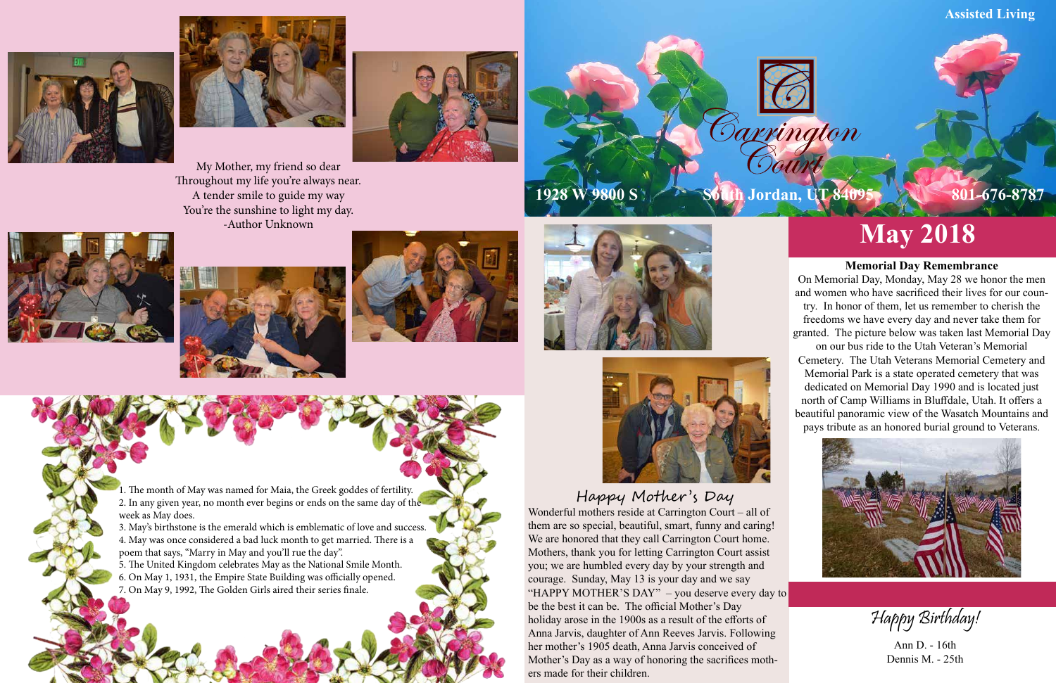My Mother, my friend so dear
Throughout my life you're always near.
A tender smile to guide my way
You're the sunshine to light my day.
-Author Unknown

1. The month of May was named for Maia, the Greek goddes of fertility.
2. In any given year, no month ever begins or ends on the same day of the week as May does.
3. May's birthstone is the emerald which is emblematic of love and success.
4. May was once considered a bad luck month to get married. There is a poem that says, "Marry in May and you'll rue the day".
5. The United Kingdom celebrates May as the National Smile Month.
6. On May 1, 1931, the Empire State Building was officially opened.
7. On May 9, 1992, The Golden Girls aired their series finale.

## Happy Mother's Day

Wonderful mothers reside at Carrington Court – all of them are so special, beautiful, smart, funny and caring! We are honored that they call Carrington Court home. Mothers, thank you for letting Carrington Court assist you; we are humbled every day by your strength and courage. Sunday, May 13 is your day and we say "HAPPY MOTHER'S DAY" – you deserve every day to be the best it can be. The official Mother's Day holiday arose in the 1900s as a result of the efforts of Anna Jarvis, daughter of Ann Reeves Jarvis. Following her mother's 1905 death, Anna Jarvis conceived of Mother's Day as a way of honoring the sacrifices mothers made for their children.

Assisted Living

# Carrington Court

1928 W 9800 S South Jordan, UT 84095 801-676-8787

# May 2018

### Memorial Day Remembrance

On Memorial Day, Monday, May 28 we honor the men and women who have sacrificed their lives for our country. In honor of them, let us remember to cherish the freedoms we have every day and never take them for granted. The picture below was taken last Memorial Day on our bus ride to the Utah Veteran's Memorial Cemetery. The Utah Veterans Memorial Cemetery and Memorial Park is a state operated cemetery that was dedicated on Memorial Day 1990 and is located just north of Camp Williams in Bluffdale, Utah. It offers a beautiful panoramic view of the Wasatch Mountains and pays tribute as an honored burial ground to Veterans.

## Happy Birthday!

Ann D. - 16th
Dennis M. - 25th